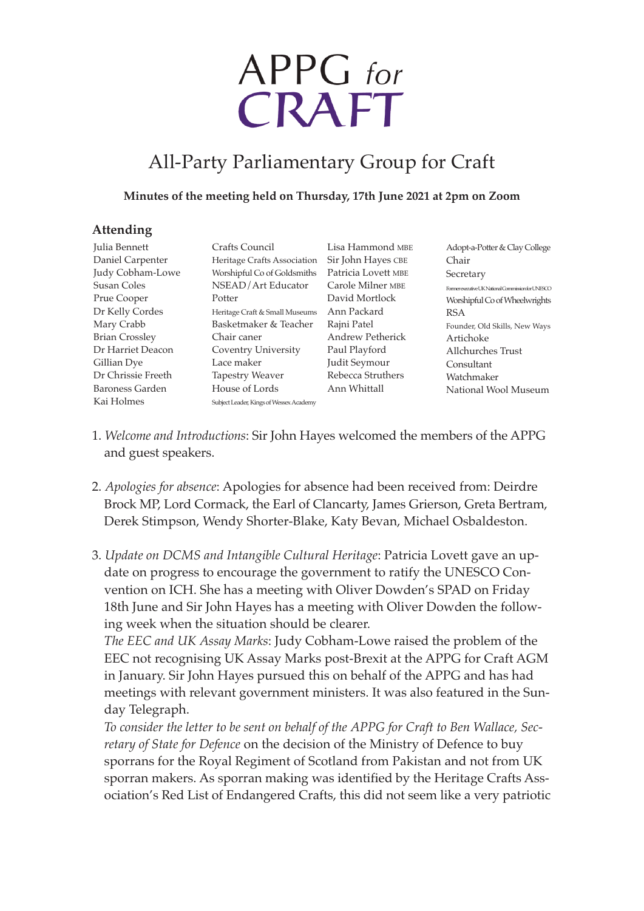# APPG *for* CRAFT

## All-Party Parliamentary Group for Craft

**Minutes of the meeting held on Thursday, 17th June 2021 at 2pm on Zoom**

### Attending

| Name | Affiliation |
|---|---|
| Julia Bennett | Crafts Council |
| Daniel Carpenter | Heritage Crafts Association |
| Judy Cobham-Lowe | Worshipful Co of Goldsmiths |
| Susan Coles | NSEAD/Art Educator |
| Prue Cooper | Potter |
| Dr Kelly Cordes | Heritage Craft & Small Museums |
| Mary Crabb | Basketmaker & Teacher |
| Brian Crossley | Chair caner |
| Dr Harriet Deacon | Coventry University |
| Gillian Dye | Lace maker |
| Dr Chrissie Freeth | Tapestry Weaver |
| Baroness Garden | House of Lords |
| Kai Holmes | Subject Leader, Kings of Wessex Academy |
| Lisa Hammond MBE | Adopt-a-Potter & Clay College |
| Sir John Hayes CBE | Chair |
| Patricia Lovett MBE | Secretary |
| Carole Milner MBE | Former executive UK National Commission for UNESCO |
| David Mortlock | Worshipful Co of Wheelwrights |
| Ann Packard | RSA |
| Rajni Patel | Founder, Old Skills, New Ways |
| Andrew Petherick | Artichoke |
| Paul Playford | Allchurches Trust |
| Judit Seymour | Consultant |
| Rebecca Struthers | Watchmaker |
| Ann Whittall | National Wool Museum |

1. *Welcome and Introductions*: Sir John Hayes welcomed the members of the APPG and guest speakers.

2. *Apologies for absence*: Apologies for absence had been received from: Deirdre Brock MP, Lord Cormack, the Earl of Clancarty, James Grierson, Greta Bertram, Derek Stimpson, Wendy Shorter-Blake, Katy Bevan, Michael Osbaldeston.

3. *Update on DCMS and Intangible Cultural Heritage*: Patricia Lovett gave an update on progress to encourage the government to ratify the UNESCO Convention on ICH. She has a meeting with Oliver Dowden's SPAD on Friday 18th June and Sir John Hayes has a meeting with Oliver Dowden the following week when the situation should be clearer.
   *The EEC and UK Assay Marks*: Judy Cobham-Lowe raised the problem of the EEC not recognising UK Assay Marks post-Brexit at the APPG for Craft AGM in January. Sir John Hayes pursued this on behalf of the APPG and has had meetings with relevant government ministers. It was also featured in the Sunday Telegraph.
   *To consider the letter to be sent on behalf of the APPG for Craft to Ben Wallace, Secretary of State for Defence* on the decision of the Ministry of Defence to buy sporrans for the Royal Regiment of Scotland from Pakistan and not from UK sporran makers. As sporran making was identified by the Heritage Crafts Association's Red List of Endangered Crafts, this did not seem like a very patriotic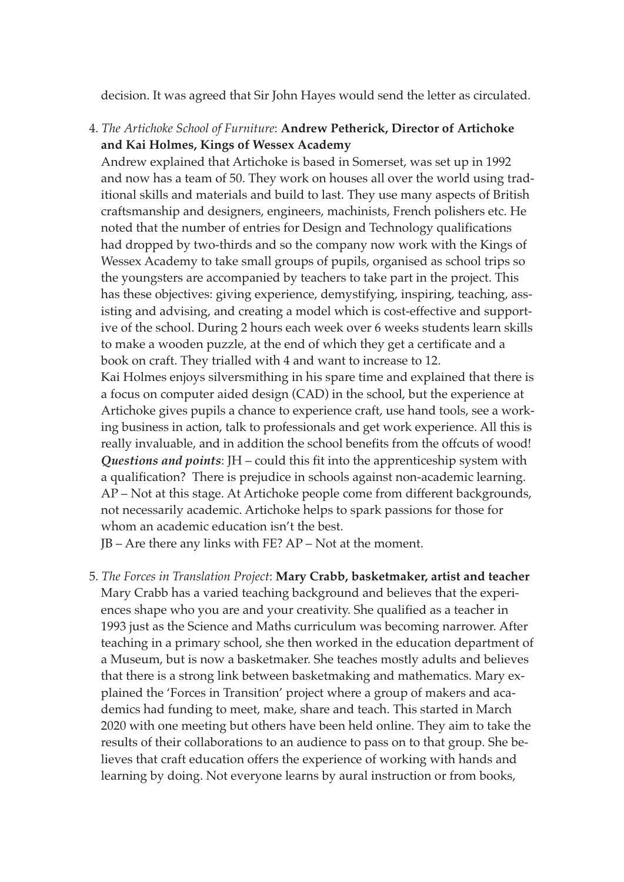decision. It was agreed that Sir John Hayes would send the letter as circulated.

4. *The Artichoke School of Furniture*: **Andrew Petherick, Director of Artichoke and Kai Holmes, Kings of Wessex Academy**

   Andrew explained that Artichoke is based in Somerset, was set up in 1992 and now has a team of 50. They work on houses all over the world using traditional skills and materials and build to last. They use many aspects of British craftsmanship and designers, engineers, machinists, French polishers etc. He noted that the number of entries for Design and Technology qualifications had dropped by two-thirds and so the company now work with the Kings of Wessex Academy to take small groups of pupils, organised as school trips so the youngsters are accompanied by teachers to take part in the project. This has these objectives: giving experience, demystifying, inspiring, teaching, assisting and advising, and creating a model which is cost-effective and supportive of the school. During 2 hours each week over 6 weeks students learn skills to make a wooden puzzle, at the end of which they get a certificate and a book on craft. They trialled with 4 and want to increase to 12.

   Kai Holmes enjoys silversmithing in his spare time and explained that there is a focus on computer aided design (CAD) in the school, but the experience at Artichoke gives pupils a chance to experience craft, use hand tools, see a working business in action, talk to professionals and get work experience. All this is really invaluable, and in addition the school benefits from the offcuts of wood!

   ***Questions and points***: JH – could this fit into the apprenticeship system with a qualification? There is prejudice in schools against non-academic learning. AP – Not at this stage. At Artichoke people come from different backgrounds, not necessarily academic. Artichoke helps to spark passions for those for whom an academic education isn't the best.

   JB – Are there any links with FE? AP – Not at the moment.

5. *The Forces in Translation Project*: **Mary Crabb, basketmaker, artist and teacher**

   Mary Crabb has a varied teaching background and believes that the experiences shape who you are and your creativity. She qualified as a teacher in 1993 just as the Science and Maths curriculum was becoming narrower. After teaching in a primary school, she then worked in the education department of a Museum, but is now a basketmaker. She teaches mostly adults and believes that there is a strong link between basketmaking and mathematics. Mary explained the 'Forces in Transition' project where a group of makers and academics had funding to meet, make, share and teach. This started in March 2020 with one meeting but others have been held online. They aim to take the results of their collaborations to an audience to pass on to that group. She believes that craft education offers the experience of working with hands and learning by doing. Not everyone learns by aural instruction or from books,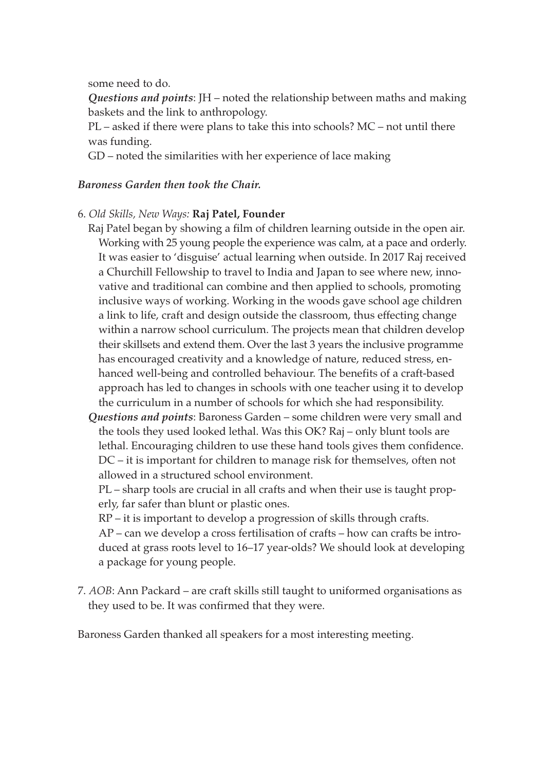some need to do.

*Questions and points*: JH – noted the relationship between maths and making baskets and the link to anthropology.

PL – asked if there were plans to take this into schools? MC – not until there was funding.

GD – noted the similarities with her experience of lace making

***Baroness Garden then took the Chair.***

6. *Old Skills, New Ways:* **Raj Patel, Founder**

   Raj Patel began by showing a film of children learning outside in the open air. Working with 25 young people the experience was calm, at a pace and orderly. It was easier to 'disguise' actual learning when outside. In 2017 Raj received a Churchill Fellowship to travel to India and Japan to see where new, innovative and traditional can combine and then applied to schools, promoting inclusive ways of working. Working in the woods gave school age children a link to life, craft and design outside the classroom, thus effecting change within a narrow school curriculum. The projects mean that children develop their skillsets and extend them. Over the last 3 years the inclusive programme has encouraged creativity and a knowledge of nature, reduced stress, enhanced well-being and controlled behaviour. The benefits of a craft-based approach has led to changes in schools with one teacher using it to develop the curriculum in a number of schools for which she had responsibility.

   *Questions and points*: Baroness Garden – some children were very small and the tools they used looked lethal. Was this OK? Raj – only blunt tools are lethal. Encouraging children to use these hand tools gives them confidence. DC – it is important for children to manage risk for themselves, often not allowed in a structured school environment.

   PL – sharp tools are crucial in all crafts and when their use is taught properly, far safer than blunt or plastic ones.

   RP – it is important to develop a progression of skills through crafts.

   AP – can we develop a cross fertilisation of crafts – how can crafts be introduced at grass roots level to 16–17 year-olds? We should look at developing a package for young people.

7. *AOB*: Ann Packard – are craft skills still taught to uniformed organisations as they used to be. It was confirmed that they were.

Baroness Garden thanked all speakers for a most interesting meeting.